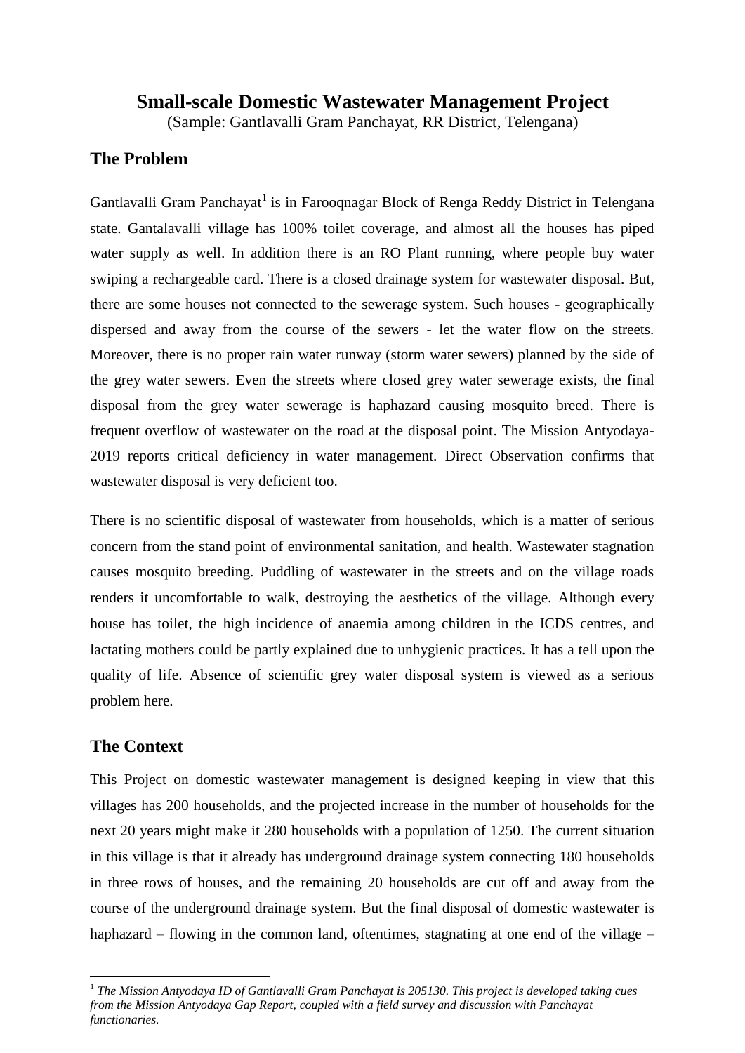# Small-scale Domestic Wastewater Management Project

(Sample: Gantlavalli Gram Panchayat, RR District, Telengana)

## The Problem

Gantlavalli Gram Panchayat[1] is in Farooqnagar Block of Renga Reddy District in Telengana state. Gantalavalli village has 100% toilet coverage, and almost all the houses has piped water supply as well. In addition there is an RO Plant running, where people buy water swiping a rechargeable card. There is a closed drainage system for wastewater disposal. But, there are some houses not connected to the sewerage system. Such houses - geographically dispersed and away from the course of the sewers - let the water flow on the streets. Moreover, there is no proper rain water runway (storm water sewers) planned by the side of the grey water sewers. Even the streets where closed grey water sewerage exists, the final disposal from the grey water sewerage is haphazard causing mosquito breed. There is frequent overflow of wastewater on the road at the disposal point. The Mission Antyodaya-2019 reports critical deficiency in water management. Direct Observation confirms that wastewater disposal is very deficient too.

There is no scientific disposal of wastewater from households, which is a matter of serious concern from the stand point of environmental sanitation, and health. Wastewater stagnation causes mosquito breeding. Puddling of wastewater in the streets and on the village roads renders it uncomfortable to walk, destroying the aesthetics of the village. Although every house has toilet, the high incidence of anaemia among children in the ICDS centres, and lactating mothers could be partly explained due to unhygienic practices. It has a tell upon the quality of life. Absence of scientific grey water disposal system is viewed as a serious problem here.

## The Context

This Project on domestic wastewater management is designed keeping in view that this villages has 200 households, and the projected increase in the number of households for the next 20 years might make it 280 households with a population of 1250. The current situation in this village is that it already has underground drainage system connecting 180 households in three rows of houses, and the remaining 20 households are cut off and away from the course of the underground drainage system. But the final disposal of domestic wastewater is haphazard – flowing in the common land, oftentimes, stagnating at one end of the village –

---

[1] *The Mission Antyodaya ID of Gantlavalli Gram Panchayat is 205130. This project is developed taking cues from the Mission Antyodaya Gap Report, coupled with a field survey and discussion with Panchayat functionaries.*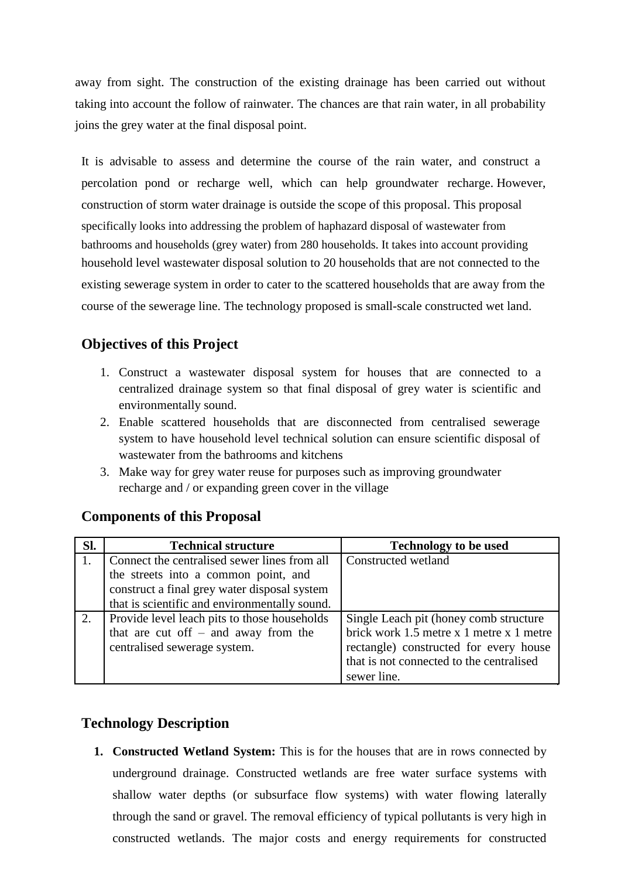away from sight. The construction of the existing drainage has been carried out without taking into account the follow of rainwater. The chances are that rain water, in all probability joins the grey water at the final disposal point.

It is advisable to assess and determine the course of the rain water, and construct a percolation pond or recharge well, which can help groundwater recharge. However, construction of storm water drainage is outside the scope of this proposal. This proposal specifically looks into addressing the problem of haphazard disposal of wastewater from bathrooms and households (grey water) from 280 households. It takes into account providing household level wastewater disposal solution to 20 households that are not connected to the existing sewerage system in order to cater to the scattered households that are away from the course of the sewerage line. The technology proposed is small-scale constructed wet land.

## Objectives of this Project

1. Construct a wastewater disposal system for houses that are connected to a centralized drainage system so that final disposal of grey water is scientific and environmentally sound.
2. Enable scattered households that are disconnected from centralised sewerage system to have household level technical solution can ensure scientific disposal of wastewater from the bathrooms and kitchens
3. Make way for grey water reuse for purposes such as improving groundwater recharge and / or expanding green cover in the village

## Components of this Proposal

| Sl. | Technical structure | Technology to be used |
|---|---|---|
| 1. | Connect the centralised sewer lines from all the streets into a common point, and construct a final grey water disposal system that is scientific and environmentally sound. | Constructed wetland |
| 2. | Provide level leach pits to those households that are cut off – and away from the centralised sewerage system. | Single Leach pit (honey comb structure brick work 1.5 metre x 1 metre x 1 metre rectangle) constructed for every house that is not connected to the centralised sewer line. |

## Technology Description

1. **Constructed Wetland System:** This is for the houses that are in rows connected by underground drainage. Constructed wetlands are free water surface systems with shallow water depths (or subsurface flow systems) with water flowing laterally through the sand or gravel. The removal efficiency of typical pollutants is very high in constructed wetlands. The major costs and energy requirements for constructed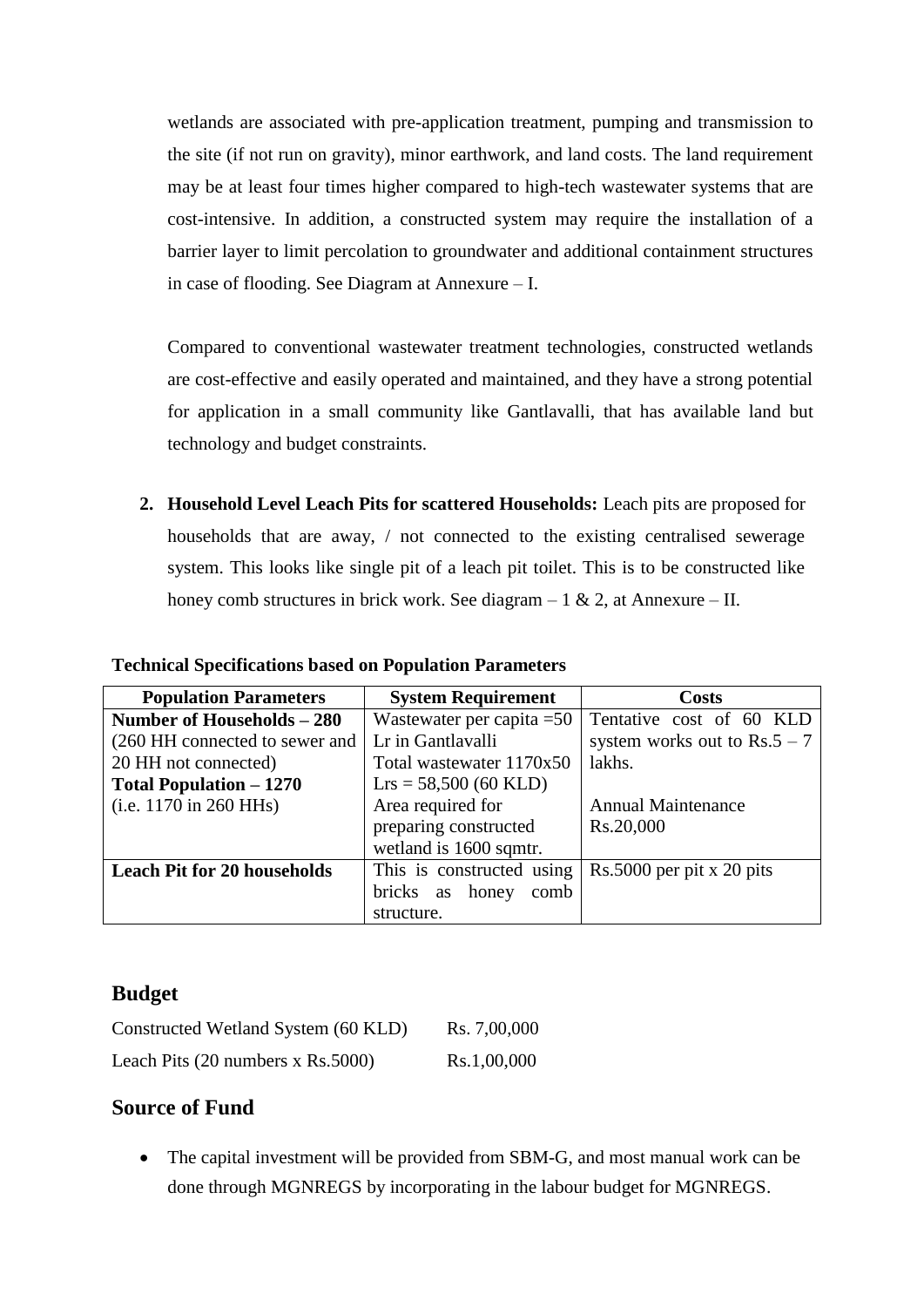wetlands are associated with pre-application treatment, pumping and transmission to the site (if not run on gravity), minor earthwork, and land costs. The land requirement may be at least four times higher compared to high-tech wastewater systems that are cost-intensive. In addition, a constructed system may require the installation of a barrier layer to limit percolation to groundwater and additional containment structures in case of flooding. See Diagram at Annexure – I.

Compared to conventional wastewater treatment technologies, constructed wetlands are cost-effective and easily operated and maintained, and they have a strong potential for application in a small community like Gantlavalli, that has available land but technology and budget constraints.

2. **Household Level Leach Pits for scattered Households:** Leach pits are proposed for households that are away, / not connected to the existing centralised sewerage system. This looks like single pit of a leach pit toilet. This is to be constructed like honey comb structures in brick work. See diagram – 1 & 2, at Annexure – II.

**Technical Specifications based on Population Parameters**

| Population Parameters | System Requirement | Costs |
|---|---|---|
| **Number of Households – 280** (260 HH connected to sewer and 20 HH not connected) **Total Population – 1270** (i.e. 1170 in 260 HHs) | Wastewater per capita =50 Lr in Gantlavalli Total wastewater 1170x50 Lrs = 58,500 (60 KLD) Area required for preparing constructed wetland is 1600 sqmtr. | Tentative cost of 60 KLD system works out to Rs.5 – 7 lakhs. Annual Maintenance Rs.20,000 |
| **Leach Pit for 20 households** | This is constructed using bricks as honey comb structure. | Rs.5000 per pit x 20 pits |

## Budget

| | |
|---|---|
| Constructed Wetland System (60 KLD) | Rs. 7,00,000 |
| Leach Pits (20 numbers x Rs.5000) | Rs.1,00,000 |

## Source of Fund

- The capital investment will be provided from SBM-G, and most manual work can be done through MGNREGS by incorporating in the labour budget for MGNREGS.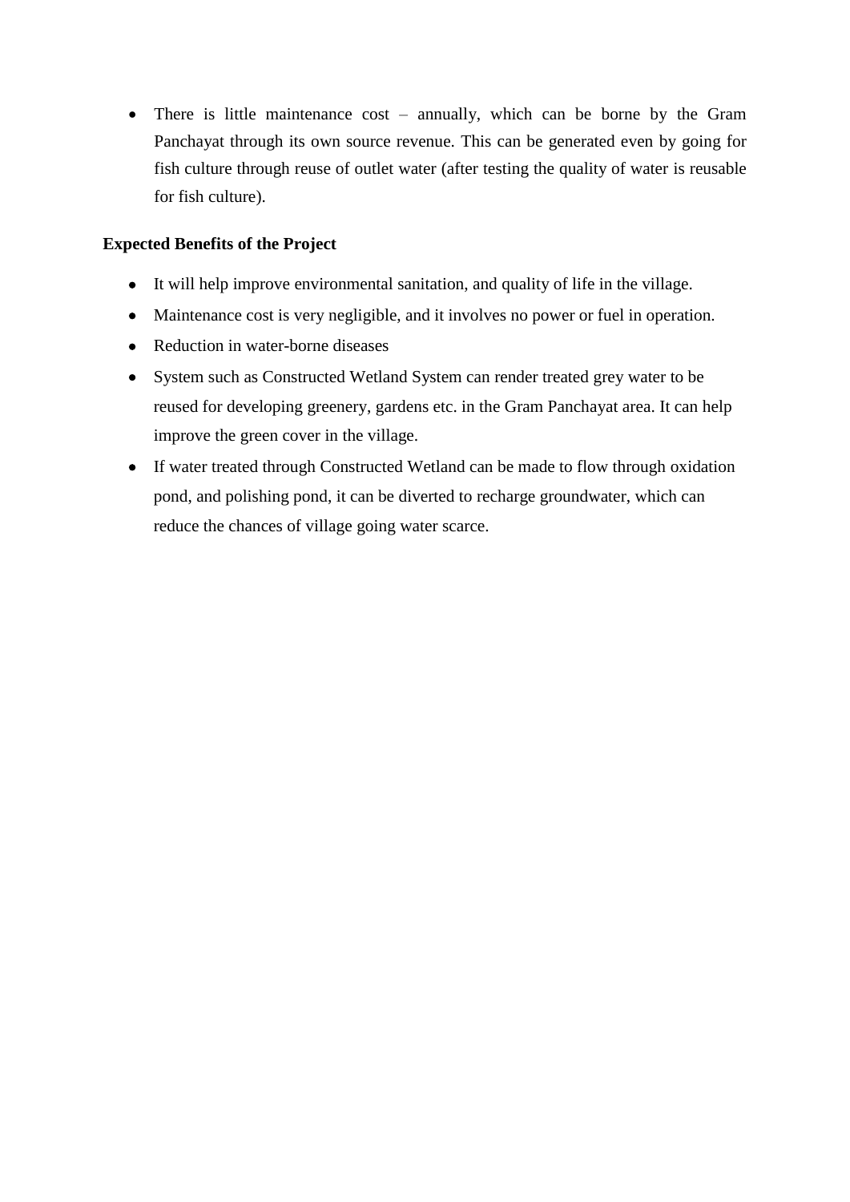- There is little maintenance cost – annually, which can be borne by the Gram Panchayat through its own source revenue. This can be generated even by going for fish culture through reuse of outlet water (after testing the quality of water is reusable for fish culture).

**Expected Benefits of the Project**

- It will help improve environmental sanitation, and quality of life in the village.
- Maintenance cost is very negligible, and it involves no power or fuel in operation.
- Reduction in water-borne diseases
- System such as Constructed Wetland System can render treated grey water to be reused for developing greenery, gardens etc. in the Gram Panchayat area. It can help improve the green cover in the village.
- If water treated through Constructed Wetland can be made to flow through oxidation pond, and polishing pond, it can be diverted to recharge groundwater, which can reduce the chances of village going water scarce.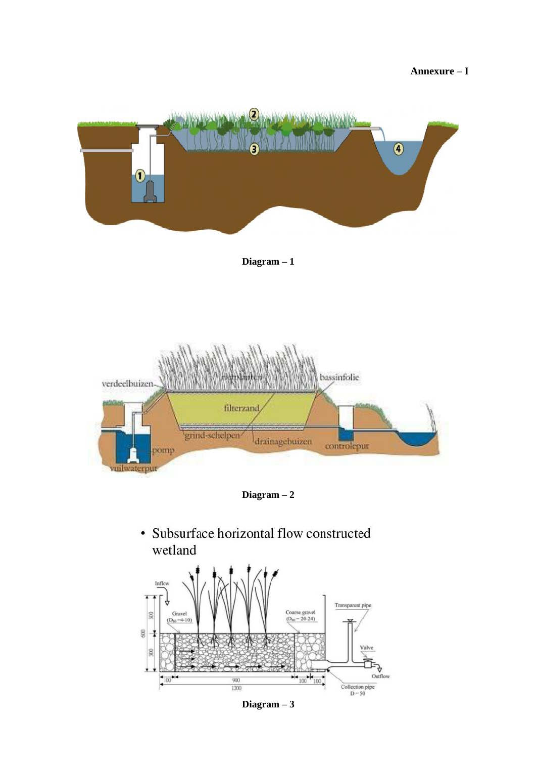**Annexure – I**

**Diagram – 1**

**Diagram – 2**

- Subsurface horizontal flow constructed wetland

**Diagram – 3**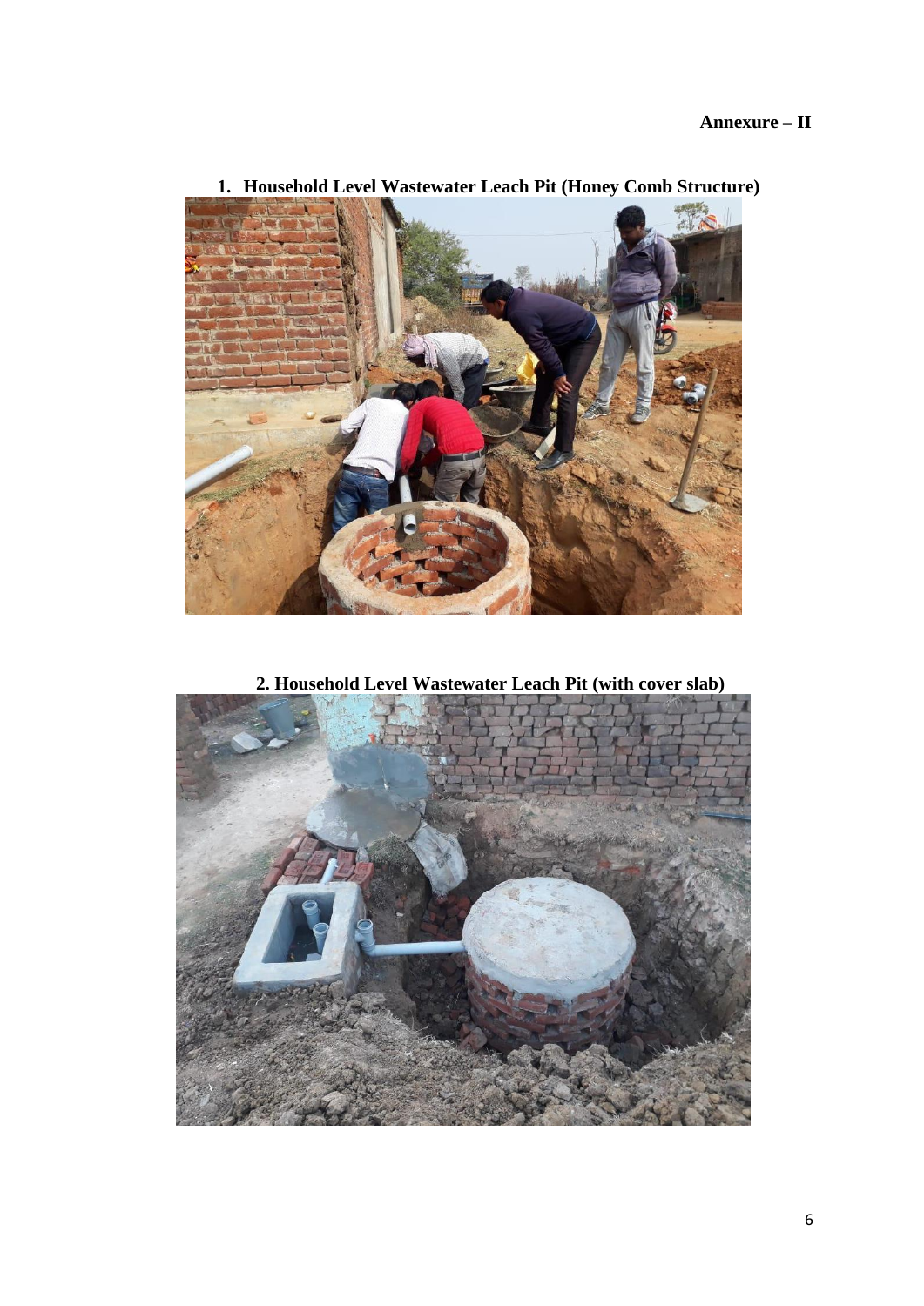**Annexure – II**

1. **Household Level Wastewater Leach Pit (Honey Comb Structure)**

2. **Household Level Wastewater Leach Pit (with cover slab)**